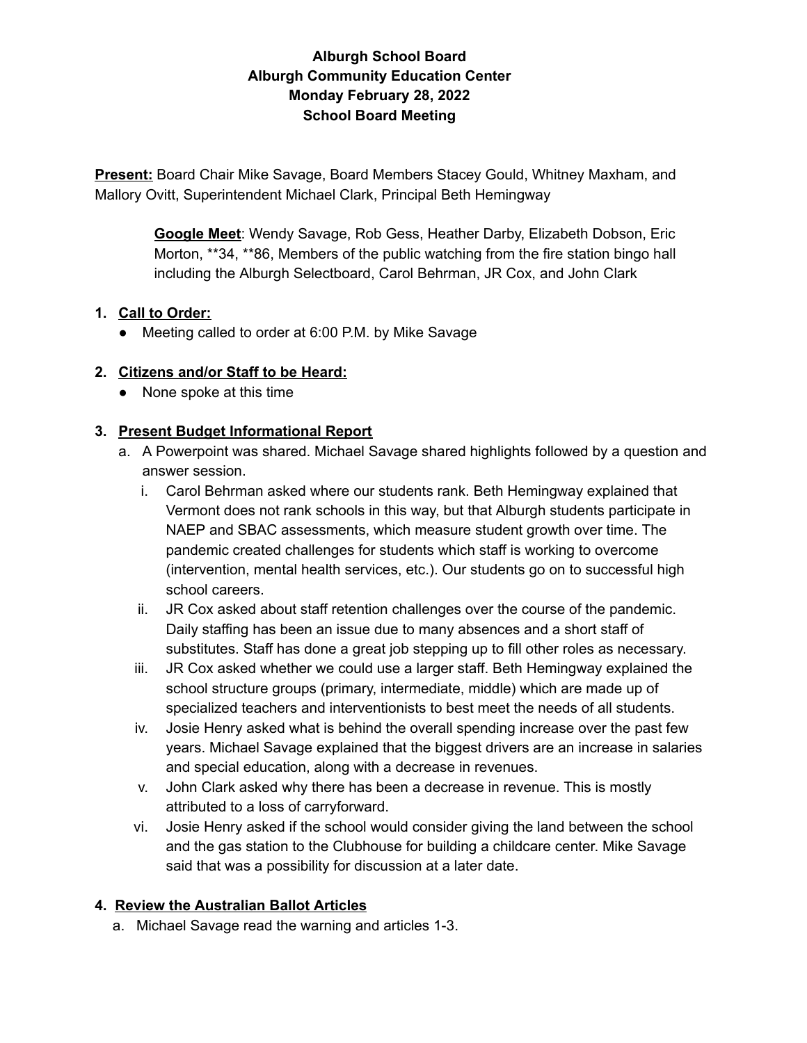**Alburgh School Board**
**Alburgh Community Education Center**
**Monday February 28, 2022**
**School Board Meeting**

**Present:** Board Chair Mike Savage, Board Members Stacey Gould, Whitney Maxham, and Mallory Ovitt, Superintendent Michael Clark, Principal Beth Hemingway

> **Google Meet**: Wendy Savage, Rob Gess, Heather Darby, Elizabeth Dobson, Eric Morton, **34, **86, Members of the public watching from the fire station bingo hall including the Alburgh Selectboard, Carol Behrman, JR Cox, and John Clark

1. **Call to Order:**
   - Meeting called to order at 6:00 P.M. by Mike Savage

2. **Citizens and/or Staff to be Heard:**
   - None spoke at this time

3. **Present Budget Informational Report**
   a. A Powerpoint was shared. Michael Savage shared highlights followed by a question and answer session.
      i. Carol Behrman asked where our students rank. Beth Hemingway explained that Vermont does not rank schools in this way, but that Alburgh students participate in NAEP and SBAC assessments, which measure student growth over time. The pandemic created challenges for students which staff is working to overcome (intervention, mental health services, etc.). Our students go on to successful high school careers.
      ii. JR Cox asked about staff retention challenges over the course of the pandemic. Daily staffing has been an issue due to many absences and a short staff of substitutes. Staff has done a great job stepping up to fill other roles as necessary.
      iii. JR Cox asked whether we could use a larger staff. Beth Hemingway explained the school structure groups (primary, intermediate, middle) which are made up of specialized teachers and interventionists to best meet the needs of all students.
      iv. Josie Henry asked what is behind the overall spending increase over the past few years. Michael Savage explained that the biggest drivers are an increase in salaries and special education, along with a decrease in revenues.
      v. John Clark asked why there has been a decrease in revenue. This is mostly attributed to a loss of carryforward.
      vi. Josie Henry asked if the school would consider giving the land between the school and the gas station to the Clubhouse for building a childcare center. Mike Savage said that was a possibility for discussion at a later date.

4. **Review the Australian Ballot Articles**
   a. Michael Savage read the warning and articles 1-3.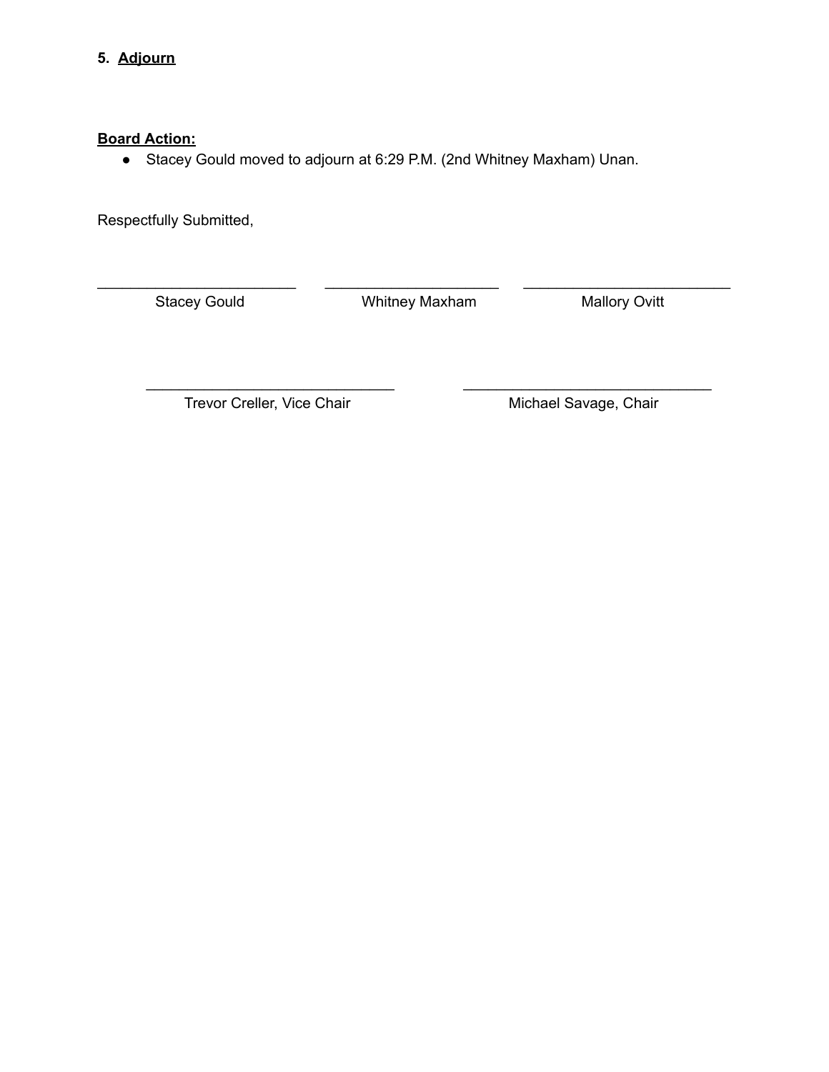**5. Adjourn**

**Board Action:**

- Stacey Gould moved to adjourn at 6:29 P.M. (2nd Whitney Maxham) Unan.

Respectfully Submitted,

\_\_\_\_\_\_\_\_\_\_\_\_\_\_\_\_\_\_\_\_\_\_\_\_ Stacey Gould

\_\_\_\_\_\_\_\_\_\_\_\_\_\_\_\_\_\_\_\_\_\_\_\_ Whitney Maxham

\_\_\_\_\_\_\_\_\_\_\_\_\_\_\_\_\_\_\_\_\_\_\_\_ Mallory Ovitt

\_\_\_\_\_\_\_\_\_\_\_\_\_\_\_\_\_\_\_\_\_\_\_\_ Trevor Creller, Vice Chair

\_\_\_\_\_\_\_\_\_\_\_\_\_\_\_\_\_\_\_\_\_\_\_\_ Michael Savage, Chair